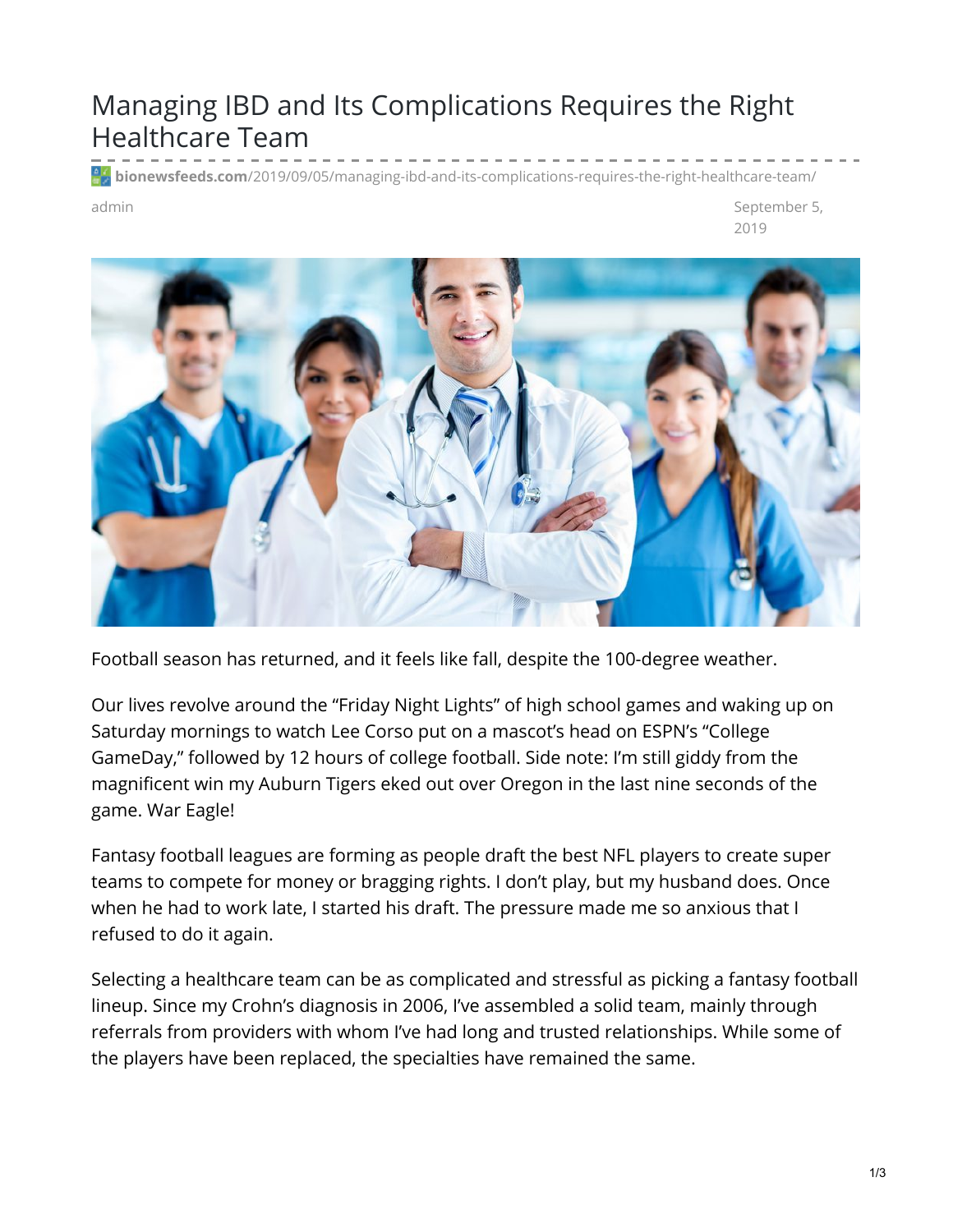# Managing IBD and Its Complications Requires the Right Healthcare Team

bionewsfeeds.com/2019/09/05/managing-ibd-and-its-complications-requires-the-right-healthcare-team/

admin

September 5, 2019

Football season has returned, and it feels like fall, despite the 100-degree weather.

Our lives revolve around the "Friday Night Lights" of high school games and waking up on Saturday mornings to watch Lee Corso put on a mascot's head on ESPN's "College GameDay," followed by 12 hours of college football. Side note: I'm still giddy from the magnificent win my Auburn Tigers eked out over Oregon in the last nine seconds of the game. War Eagle!

Fantasy football leagues are forming as people draft the best NFL players to create super teams to compete for money or bragging rights. I don't play, but my husband does. Once when he had to work late, I started his draft. The pressure made me so anxious that I refused to do it again.

Selecting a healthcare team can be as complicated and stressful as picking a fantasy football lineup. Since my Crohn's diagnosis in 2006, I've assembled a solid team, mainly through referrals from providers with whom I've had long and trusted relationships. While some of the players have been replaced, the specialties have remained the same.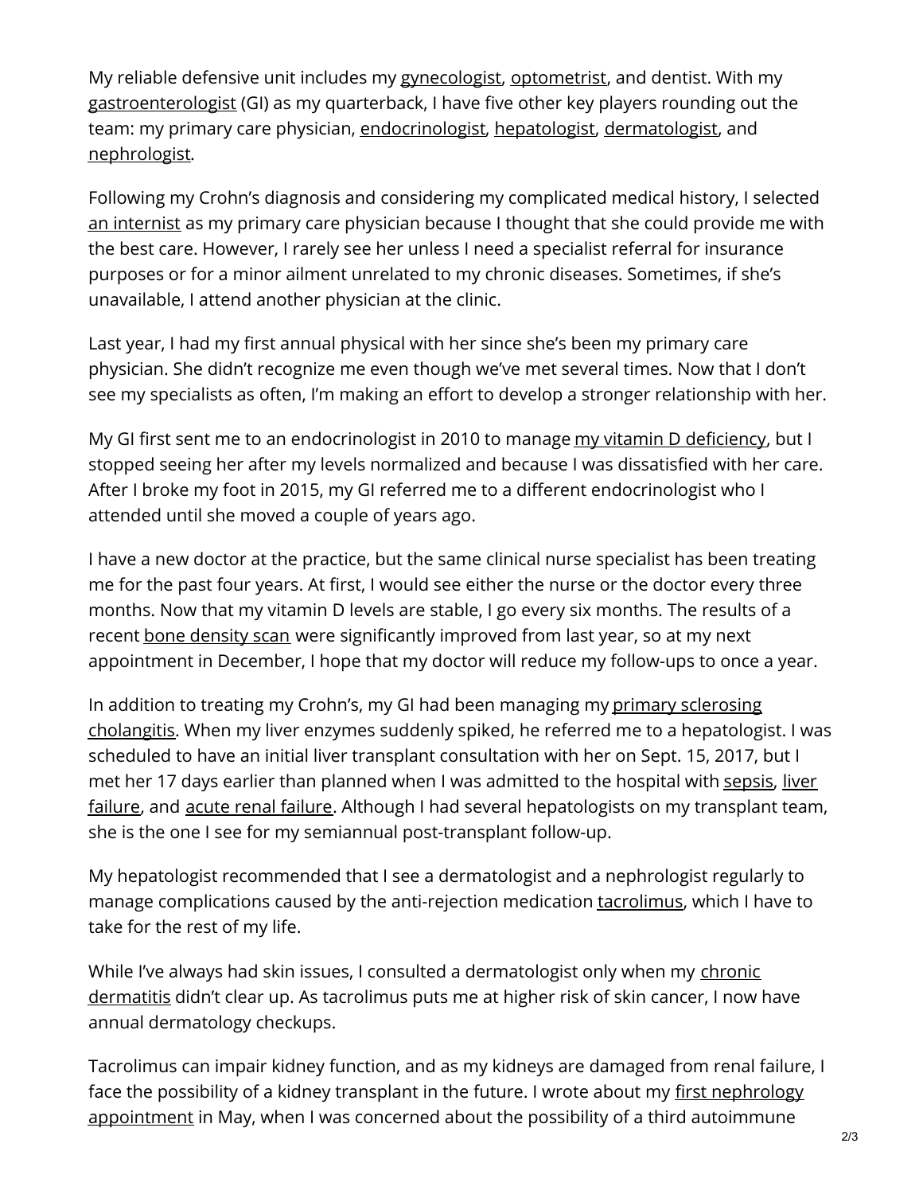My reliable defensive unit includes my gynecologist, optometrist, and dentist. With my gastroenterologist (GI) as my quarterback, I have five other key players rounding out the team: my primary care physician, endocrinologist, hepatologist, dermatologist, and nephrologist.

Following my Crohn's diagnosis and considering my complicated medical history, I selected an internist as my primary care physician because I thought that she could provide me with the best care. However, I rarely see her unless I need a specialist referral for insurance purposes or for a minor ailment unrelated to my chronic diseases. Sometimes, if she's unavailable, I attend another physician at the clinic.

Last year, I had my first annual physical with her since she's been my primary care physician. She didn't recognize me even though we've met several times. Now that I don't see my specialists as often, I'm making an effort to develop a stronger relationship with her.

My GI first sent me to an endocrinologist in 2010 to manage my vitamin D deficiency, but I stopped seeing her after my levels normalized and because I was dissatisfied with her care. After I broke my foot in 2015, my GI referred me to a different endocrinologist who I attended until she moved a couple of years ago.

I have a new doctor at the practice, but the same clinical nurse specialist has been treating me for the past four years. At first, I would see either the nurse or the doctor every three months. Now that my vitamin D levels are stable, I go every six months. The results of a recent bone density scan were significantly improved from last year, so at my next appointment in December, I hope that my doctor will reduce my follow-ups to once a year.

In addition to treating my Crohn's, my GI had been managing my primary sclerosing cholangitis. When my liver enzymes suddenly spiked, he referred me to a hepatologist. I was scheduled to have an initial liver transplant consultation with her on Sept. 15, 2017, but I met her 17 days earlier than planned when I was admitted to the hospital with sepsis, liver failure, and acute renal failure. Although I had several hepatologists on my transplant team, she is the one I see for my semiannual post-transplant follow-up.

My hepatologist recommended that I see a dermatologist and a nephrologist regularly to manage complications caused by the anti-rejection medication tacrolimus, which I have to take for the rest of my life.

While I've always had skin issues, I consulted a dermatologist only when my chronic dermatitis didn't clear up. As tacrolimus puts me at higher risk of skin cancer, I now have annual dermatology checkups.

Tacrolimus can impair kidney function, and as my kidneys are damaged from renal failure, I face the possibility of a kidney transplant in the future. I wrote about my first nephrology appointment in May, when I was concerned about the possibility of a third autoimmune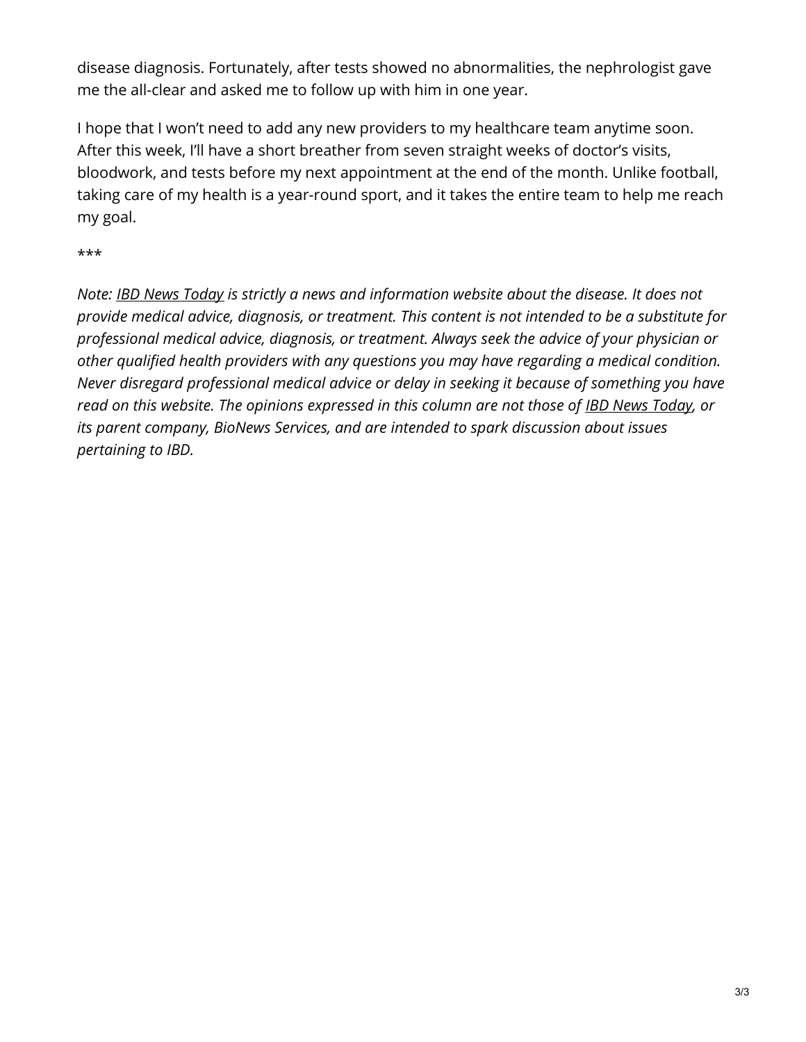disease diagnosis. Fortunately, after tests showed no abnormalities, the nephrologist gave me the all-clear and asked me to follow up with him in one year.

I hope that I won't need to add any new providers to my healthcare team anytime soon. After this week, I'll have a short breather from seven straight weeks of doctor's visits, bloodwork, and tests before my next appointment at the end of the month. Unlike football, taking care of my health is a year-round sport, and it takes the entire team to help me reach my goal.

***

*Note: IBD News Today is strictly a news and information website about the disease. It does not provide medical advice, diagnosis, or treatment. This content is not intended to be a substitute for professional medical advice, diagnosis, or treatment. Always seek the advice of your physician or other qualified health providers with any questions you may have regarding a medical condition. Never disregard professional medical advice or delay in seeking it because of something you have read on this website. The opinions expressed in this column are not those of IBD News Today, or its parent company, BioNews Services, and are intended to spark discussion about issues pertaining to IBD.*